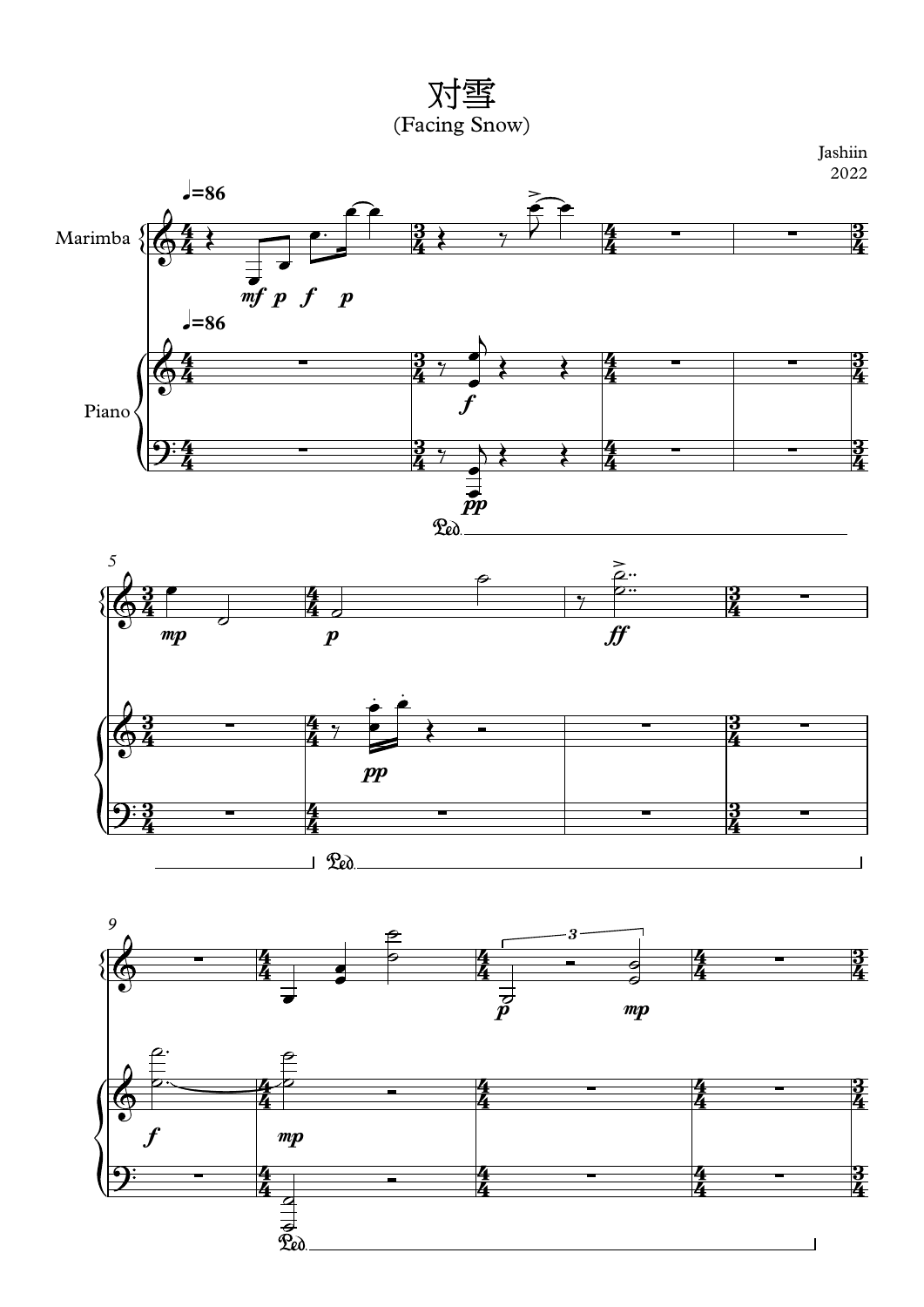# 对雪

(Facing Snow)

Jashiin
2022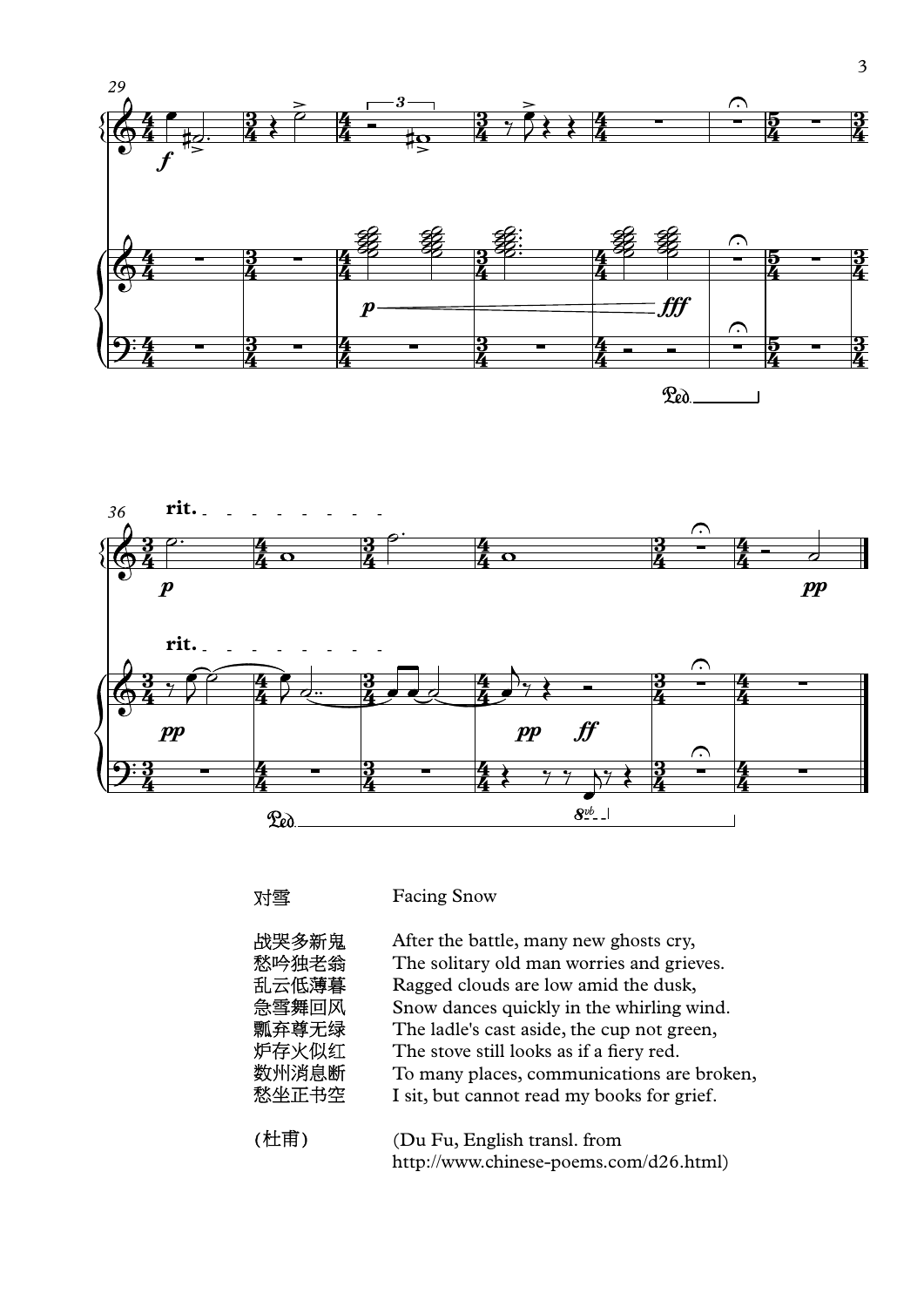对雪　　Facing Snow

战哭多新鬼　　After the battle, many new ghosts cry,
愁吟独老翁　　The solitary old man worries and grieves.
乱云低薄暮　　Ragged clouds are low amid the dusk,
急雪舞回风　　Snow dances quickly in the whirling wind.
瓢弃尊无绿　　The ladle's cast aside, the cup not green,
炉存火似红　　The stove still looks as if a fiery red.
数州消息断　　To many places, communications are broken,
愁坐正书空　　I sit, but cannot read my books for grief.

(杜甫)　　(Du Fu, English transl. from http://www.chinese-poems.com/d26.html)